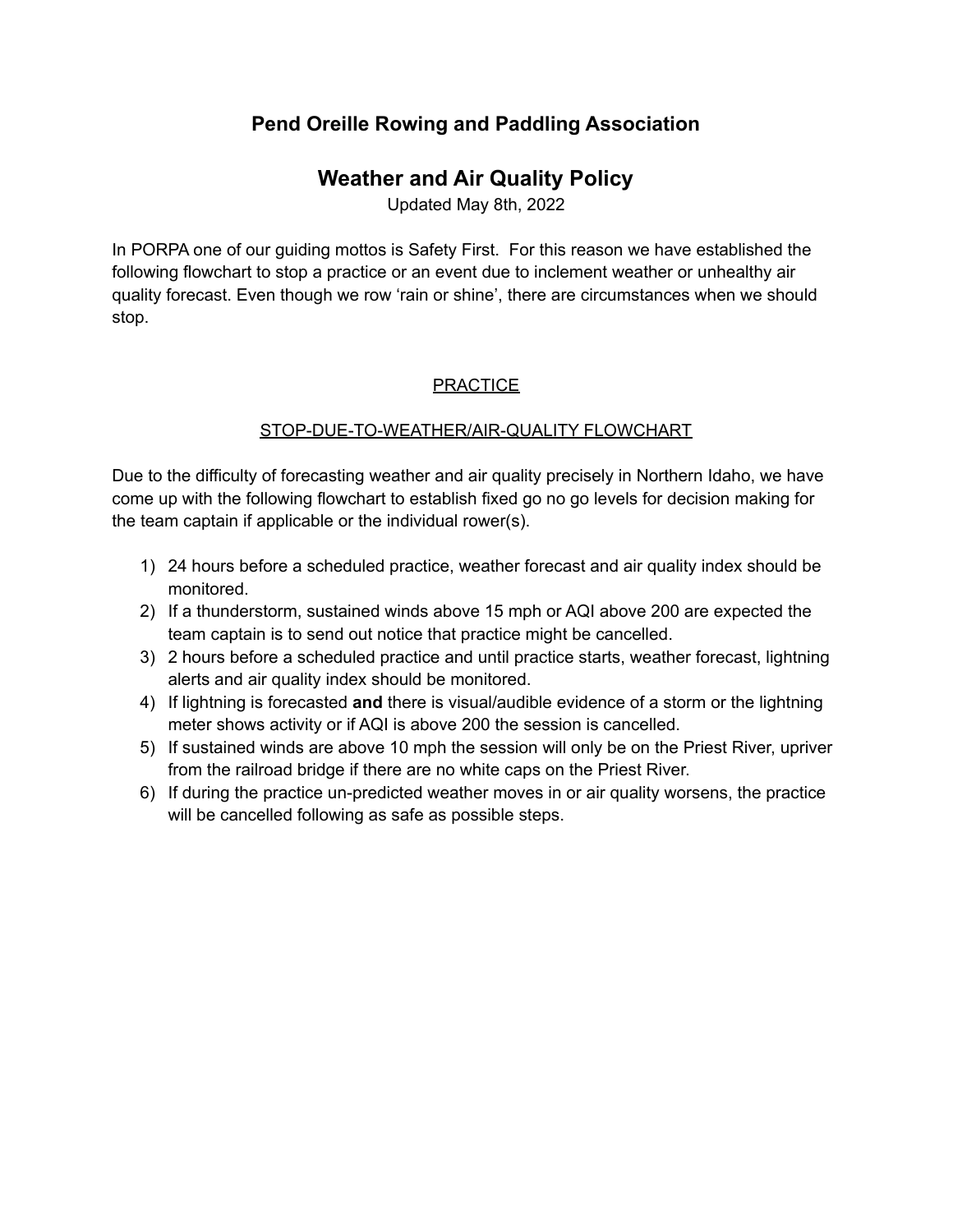# Pend Oreille Rowing and Paddling Association

## Weather and Air Quality Policy

Updated May 8th, 2022

In PORPA one of our guiding mottos is Safety First. For this reason we have established the following flowchart to stop a practice or an event due to inclement weather or unhealthy air quality forecast. Even though we row 'rain or shine', there are circumstances when we should stop.

### PRACTICE

### STOP-DUE-TO-WEATHER/AIR-QUALITY FLOWCHART

Due to the difficulty of forecasting weather and air quality precisely in Northern Idaho, we have come up with the following flowchart to establish fixed go no go levels for decision making for the team captain if applicable or the individual rower(s).

1) 24 hours before a scheduled practice, weather forecast and air quality index should be monitored.
2) If a thunderstorm, sustained winds above 15 mph or AQI above 200 are expected the team captain is to send out notice that practice might be cancelled.
3) 2 hours before a scheduled practice and until practice starts, weather forecast, lightning alerts and air quality index should be monitored.
4) If lightning is forecasted **and** there is visual/audible evidence of a storm or the lightning meter shows activity or if AQI is above 200 the session is cancelled.
5) If sustained winds are above 10 mph the session will only be on the Priest River, upriver from the railroad bridge if there are no white caps on the Priest River.
6) If during the practice un-predicted weather moves in or air quality worsens, the practice will be cancelled following as safe as possible steps.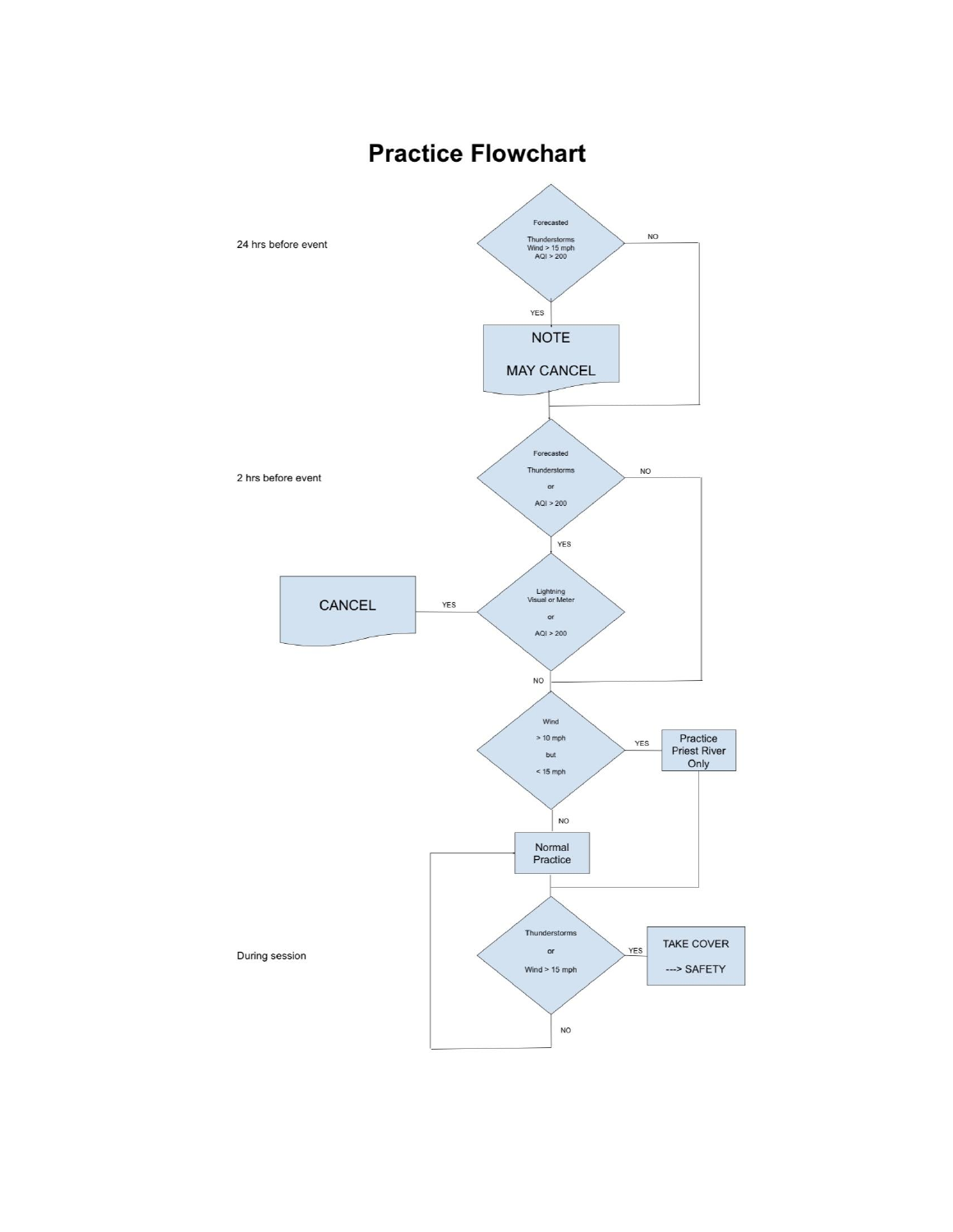# Practice Flowchart

24 hrs before event

Forecasted

Thunderstorms
Wind > 15 mph
AQI > 200

NO

YES

NOTE

MAY CANCEL

2 hrs before event

Forecasted

Thunderstorms

or

AQI > 200

NO

YES

CANCEL

YES

Lightning
Visual or Meter

or

AQI > 200

NO

Wind

> 10 mph

but

< 15 mph

YES

Practice
Priest River
Only

NO

Normal
Practice

During session

Thunderstorms

or

Wind > 15 mph

YES

TAKE COVER

---> SAFETY

NO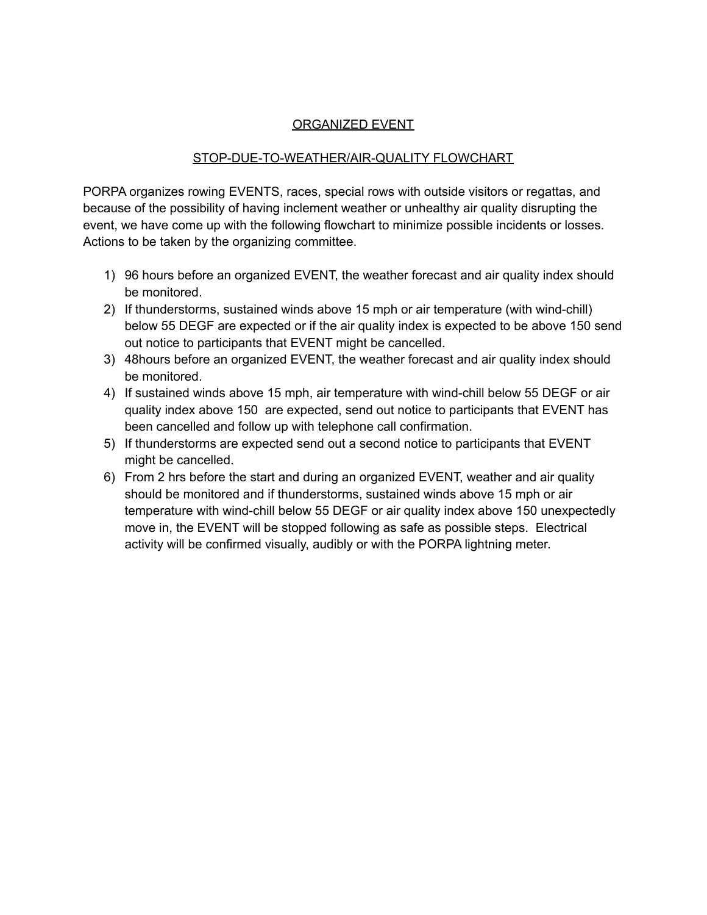<u>ORGANIZED EVENT</u>

<u>STOP-DUE-TO-WEATHER/AIR-QUALITY FLOWCHART</u>

PORPA organizes rowing EVENTS, races, special rows with outside visitors or regattas, and because of the possibility of having inclement weather or unhealthy air quality disrupting the event, we have come up with the following flowchart to minimize possible incidents or losses. Actions to be taken by the organizing committee.

1) 96 hours before an organized EVENT, the weather forecast and air quality index should be monitored.
2) If thunderstorms, sustained winds above 15 mph or air temperature (with wind-chill) below 55 DEGF are expected or if the air quality index is expected to be above 150 send out notice to participants that EVENT might be cancelled.
3) 48hours before an organized EVENT, the weather forecast and air quality index should be monitored.
4) If sustained winds above 15 mph, air temperature with wind-chill below 55 DEGF or air quality index above 150 are expected, send out notice to participants that EVENT has been cancelled and follow up with telephone call confirmation.
5) If thunderstorms are expected send out a second notice to participants that EVENT might be cancelled.
6) From 2 hrs before the start and during an organized EVENT, weather and air quality should be monitored and if thunderstorms, sustained winds above 15 mph or air temperature with wind-chill below 55 DEGF or air quality index above 150 unexpectedly move in, the EVENT will be stopped following as safe as possible steps. Electrical activity will be confirmed visually, audibly or with the PORPA lightning meter.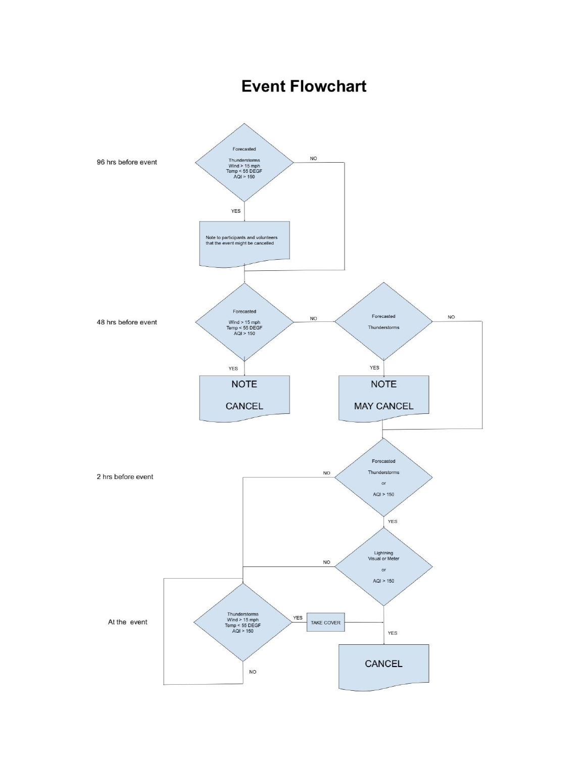# Event Flowchart

96 hrs before event

Forecasted

Thunderstorms
Wind > 15 mph
Temp < 55 DEGF
AQI > 150

NO

YES

Note to participants and volunteers that the event might be cancelled

48 hrs before event

Forecasted

Wind > 15 mph
Temp < 55 DEGF
AQI > 150

NO

Forecasted

Thunderstorms

NO

YES

NOTE

CANCEL

YES

NOTE

MAY CANCEL

2 hrs before event

NO

Forecasted

Thunderstorms

or

AQI > 150

YES

NO

Lightning
Visual or Meter

or

AQI > 150

At the event

Thunderstorms
Wind > 15 mph
Temp < 55 DEGF
AQI > 150

YES

TAKE COVER

YES

CANCEL

NO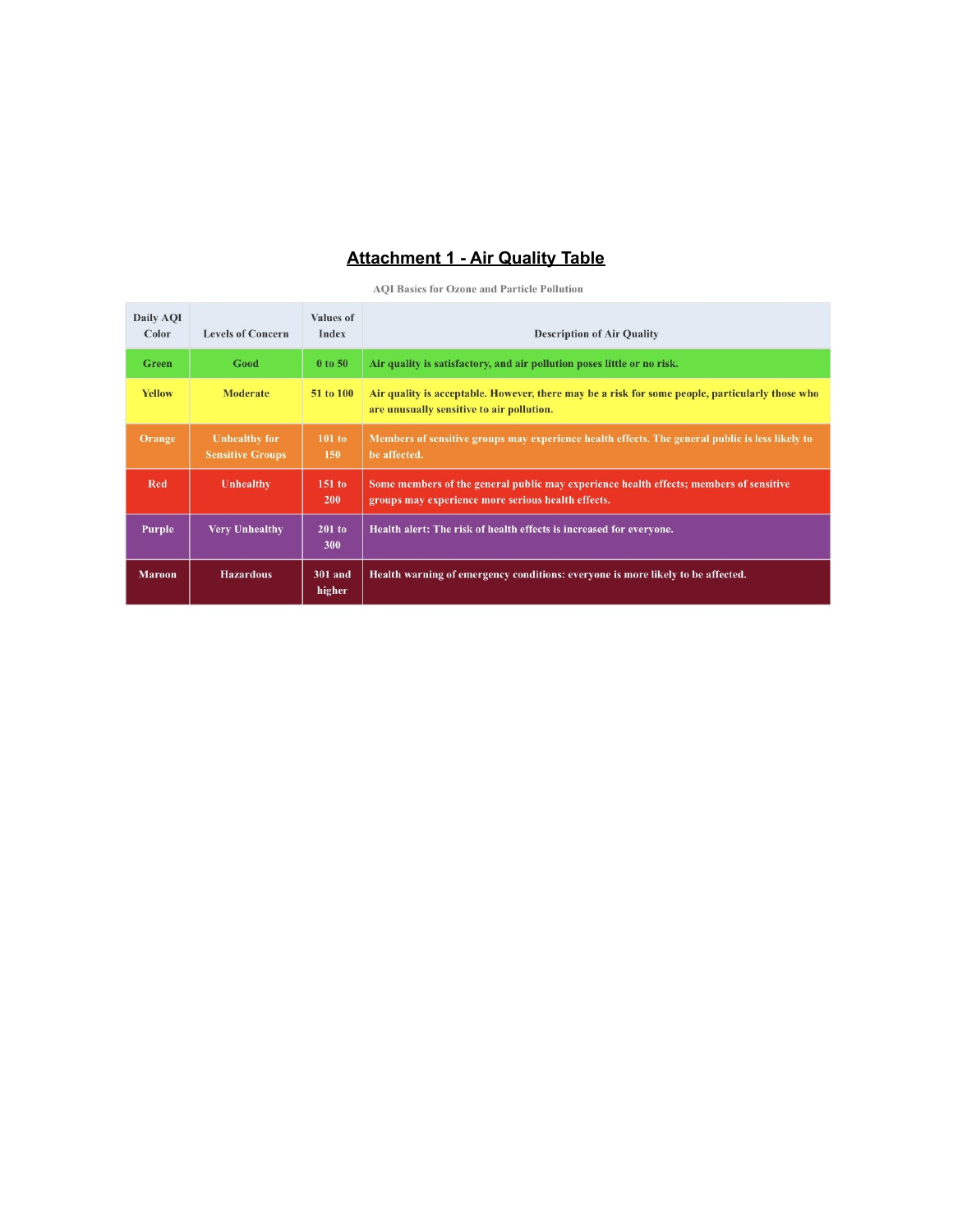## Attachment 1 - Air Quality Table

AQI Basics for Ozone and Particle Pollution

| Daily AQI Color | Levels of Concern | Values of Index | Description of Air Quality |
| --- | --- | --- | --- |
| Green | Good | 0 to 50 | Air quality is satisfactory, and air pollution poses little or no risk. |
| Yellow | Moderate | 51 to 100 | Air quality is acceptable. However, there may be a risk for some people, particularly those who are unusually sensitive to air pollution. |
| Orange | Unhealthy for Sensitive Groups | 101 to 150 | Members of sensitive groups may experience health effects. The general public is less likely to be affected. |
| Red | Unhealthy | 151 to 200 | Some members of the general public may experience health effects; members of sensitive groups may experience more serious health effects. |
| Purple | Very Unhealthy | 201 to 300 | Health alert: The risk of health effects is increased for everyone. |
| Maroon | Hazardous | 301 and higher | Health warning of emergency conditions: everyone is more likely to be affected. |